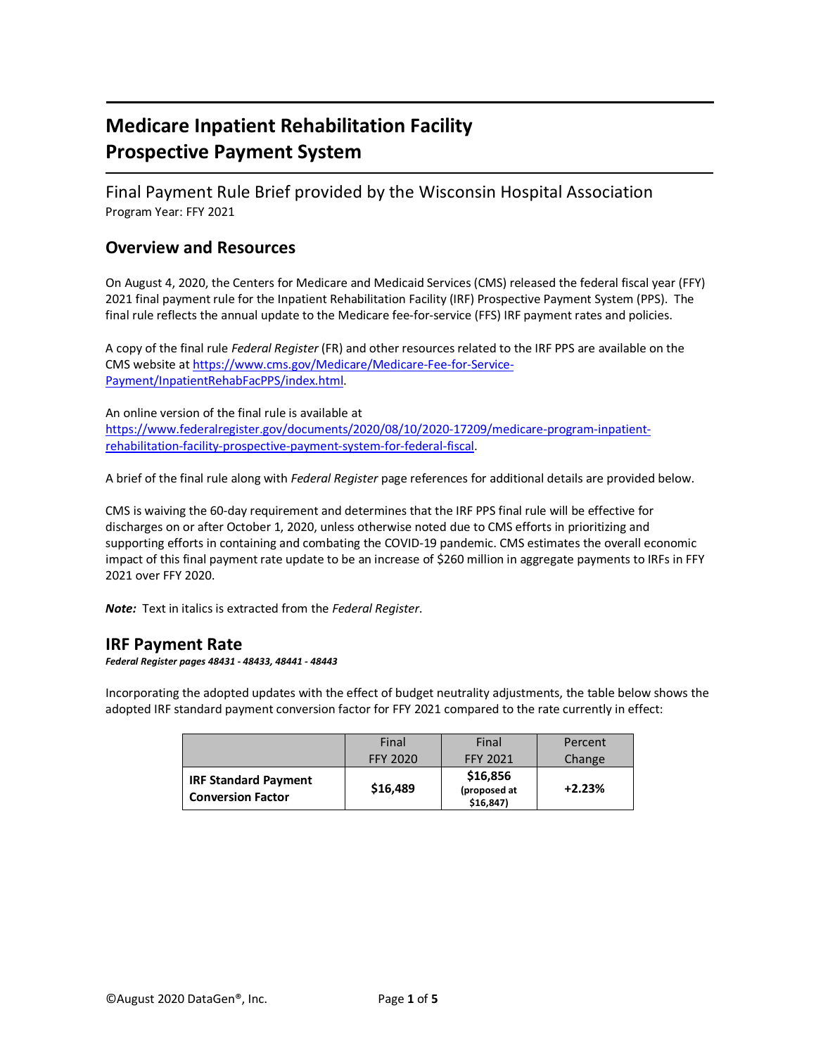# Medicare Inpatient Rehabilitation Facility Prospective Payment System

Final Payment Rule Brief provided by the Wisconsin Hospital Association
Program Year: FFY 2021

## Overview and Resources

On August 4, 2020, the Centers for Medicare and Medicaid Services (CMS) released the federal fiscal year (FFY) 2021 final payment rule for the Inpatient Rehabilitation Facility (IRF) Prospective Payment System (PPS). The final rule reflects the annual update to the Medicare fee-for-service (FFS) IRF payment rates and policies.

A copy of the final rule *Federal Register* (FR) and other resources related to the IRF PPS are available on the CMS website at [https://www.cms.gov/Medicare/Medicare-Fee-for-Service-Payment/InpatientRehabFacPPS/index.html](https://www.cms.gov/Medicare/Medicare-Fee-for-Service-Payment/InpatientRehabFacPPS/index.html).

An online version of the final rule is available at [https://www.federalregister.gov/documents/2020/08/10/2020-17209/medicare-program-inpatient-rehabilitation-facility-prospective-payment-system-for-federal-fiscal](https://www.federalregister.gov/documents/2020/08/10/2020-17209/medicare-program-inpatient-rehabilitation-facility-prospective-payment-system-for-federal-fiscal).

A brief of the final rule along with *Federal Register* page references for additional details are provided below.

CMS is waiving the 60-day requirement and determines that the IRF PPS final rule will be effective for discharges on or after October 1, 2020, unless otherwise noted due to CMS efforts in prioritizing and supporting efforts in containing and combating the COVID-19 pandemic. CMS estimates the overall economic impact of this final payment rate update to be an increase of $260 million in aggregate payments to IRFs in FFY 2021 over FFY 2020.

***Note:*** Text in italics is extracted from the *Federal Register*.

## IRF Payment Rate

***Federal Register pages 48431 - 48433, 48441 - 48443***

Incorporating the adopted updates with the effect of budget neutrality adjustments, the table below shows the adopted IRF standard payment conversion factor for FFY 2021 compared to the rate currently in effect:

| | Final FFY 2020 | Final FFY 2021 | Percent Change |
|---|---|---|---|
| **IRF Standard Payment Conversion Factor** | **$16,489** | **$16,856** (proposed at $16,847) | **+2.23%** |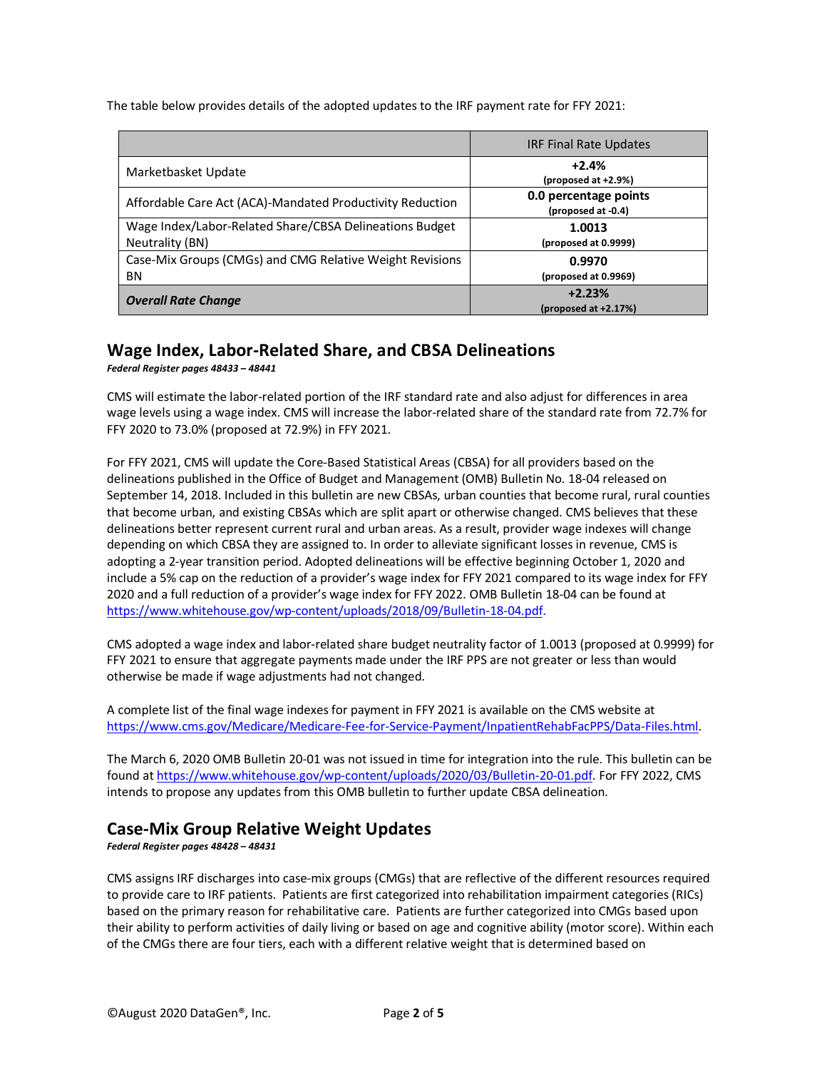The table below provides details of the adopted updates to the IRF payment rate for FFY 2021:

| | IRF Final Rate Updates |
|---|---|
| Marketbasket Update | **+2.4%** **(proposed at +2.9%)** |
| Affordable Care Act (ACA)-Mandated Productivity Reduction | **0.0 percentage points** **(proposed at -0.4)** |
| Wage Index/Labor-Related Share/CBSA Delineations Budget Neutrality (BN) | **1.0013** **(proposed at 0.9999)** |
| Case-Mix Groups (CMGs) and CMG Relative Weight Revisions BN | **0.9970** **(proposed at 0.9969)** |
| ***Overall Rate Change*** | **+2.23%** **(proposed at +2.17%)** |

## Wage Index, Labor-Related Share, and CBSA Delineations

***Federal Register pages 48433 – 48441***

CMS will estimate the labor-related portion of the IRF standard rate and also adjust for differences in area wage levels using a wage index. CMS will increase the labor-related share of the standard rate from 72.7% for FFY 2020 to 73.0% (proposed at 72.9%) in FFY 2021.

For FFY 2021, CMS will update the Core-Based Statistical Areas (CBSA) for all providers based on the delineations published in the Office of Budget and Management (OMB) Bulletin No. 18-04 released on September 14, 2018. Included in this bulletin are new CBSAs, urban counties that become rural, rural counties that become urban, and existing CBSAs which are split apart or otherwise changed. CMS believes that these delineations better represent current rural and urban areas. As a result, provider wage indexes will change depending on which CBSA they are assigned to. In order to alleviate significant losses in revenue, CMS is adopting a 2-year transition period. Adopted delineations will be effective beginning October 1, 2020 and include a 5% cap on the reduction of a provider's wage index for FFY 2021 compared to its wage index for FFY 2020 and a full reduction of a provider's wage index for FFY 2022. OMB Bulletin 18-04 can be found at https://www.whitehouse.gov/wp-content/uploads/2018/09/Bulletin-18-04.pdf.

CMS adopted a wage index and labor-related share budget neutrality factor of 1.0013 (proposed at 0.9999) for FFY 2021 to ensure that aggregate payments made under the IRF PPS are not greater or less than would otherwise be made if wage adjustments had not changed.

A complete list of the final wage indexes for payment in FFY 2021 is available on the CMS website at https://www.cms.gov/Medicare/Medicare-Fee-for-Service-Payment/InpatientRehabFacPPS/Data-Files.html.

The March 6, 2020 OMB Bulletin 20-01 was not issued in time for integration into the rule. This bulletin can be found at https://www.whitehouse.gov/wp-content/uploads/2020/03/Bulletin-20-01.pdf. For FFY 2022, CMS intends to propose any updates from this OMB bulletin to further update CBSA delineation.

## Case-Mix Group Relative Weight Updates

***Federal Register pages 48428 – 48431***

CMS assigns IRF discharges into case-mix groups (CMGs) that are reflective of the different resources required to provide care to IRF patients. Patients are first categorized into rehabilitation impairment categories (RICs) based on the primary reason for rehabilitative care. Patients are further categorized into CMGs based upon their ability to perform activities of daily living or based on age and cognitive ability (motor score). Within each of the CMGs there are four tiers, each with a different relative weight that is determined based on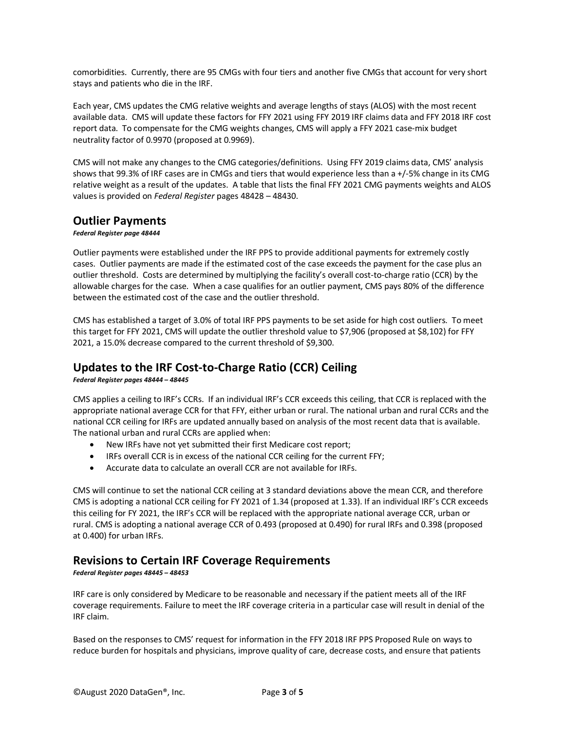comorbidities. Currently, there are 95 CMGs with four tiers and another five CMGs that account for very short stays and patients who die in the IRF.

Each year, CMS updates the CMG relative weights and average lengths of stays (ALOS) with the most recent available data. CMS will update these factors for FFY 2021 using FFY 2019 IRF claims data and FFY 2018 IRF cost report data. To compensate for the CMG weights changes, CMS will apply a FFY 2021 case-mix budget neutrality factor of 0.9970 (proposed at 0.9969).

CMS will not make any changes to the CMG categories/definitions. Using FFY 2019 claims data, CMS' analysis shows that 99.3% of IRF cases are in CMGs and tiers that would experience less than a +/-5% change in its CMG relative weight as a result of the updates. A table that lists the final FFY 2021 CMG payments weights and ALOS values is provided on *Federal Register* pages 48428 – 48430.

## Outlier Payments

***Federal Register page 48444***

Outlier payments were established under the IRF PPS to provide additional payments for extremely costly cases. Outlier payments are made if the estimated cost of the case exceeds the payment for the case plus an outlier threshold. Costs are determined by multiplying the facility's overall cost-to-charge ratio (CCR) by the allowable charges for the case. When a case qualifies for an outlier payment, CMS pays 80% of the difference between the estimated cost of the case and the outlier threshold.

CMS has established a target of 3.0% of total IRF PPS payments to be set aside for high cost outliers. To meet this target for FFY 2021, CMS will update the outlier threshold value to $7,906 (proposed at $8,102) for FFY 2021, a 15.0% decrease compared to the current threshold of $9,300.

## Updates to the IRF Cost-to-Charge Ratio (CCR) Ceiling

***Federal Register pages 48444 – 48445***

CMS applies a ceiling to IRF's CCRs. If an individual IRF's CCR exceeds this ceiling, that CCR is replaced with the appropriate national average CCR for that FFY, either urban or rural. The national urban and rural CCRs and the national CCR ceiling for IRFs are updated annually based on analysis of the most recent data that is available. The national urban and rural CCRs are applied when:

- New IRFs have not yet submitted their first Medicare cost report;
- IRFs overall CCR is in excess of the national CCR ceiling for the current FFY;
- Accurate data to calculate an overall CCR are not available for IRFs.

CMS will continue to set the national CCR ceiling at 3 standard deviations above the mean CCR, and therefore CMS is adopting a national CCR ceiling for FY 2021 of 1.34 (proposed at 1.33). If an individual IRF's CCR exceeds this ceiling for FY 2021, the IRF's CCR will be replaced with the appropriate national average CCR, urban or rural. CMS is adopting a national average CCR of 0.493 (proposed at 0.490) for rural IRFs and 0.398 (proposed at 0.400) for urban IRFs.

## Revisions to Certain IRF Coverage Requirements

***Federal Register pages 48445 – 48453***

IRF care is only considered by Medicare to be reasonable and necessary if the patient meets all of the IRF coverage requirements. Failure to meet the IRF coverage criteria in a particular case will result in denial of the IRF claim.

Based on the responses to CMS' request for information in the FFY 2018 IRF PPS Proposed Rule on ways to reduce burden for hospitals and physicians, improve quality of care, decrease costs, and ensure that patients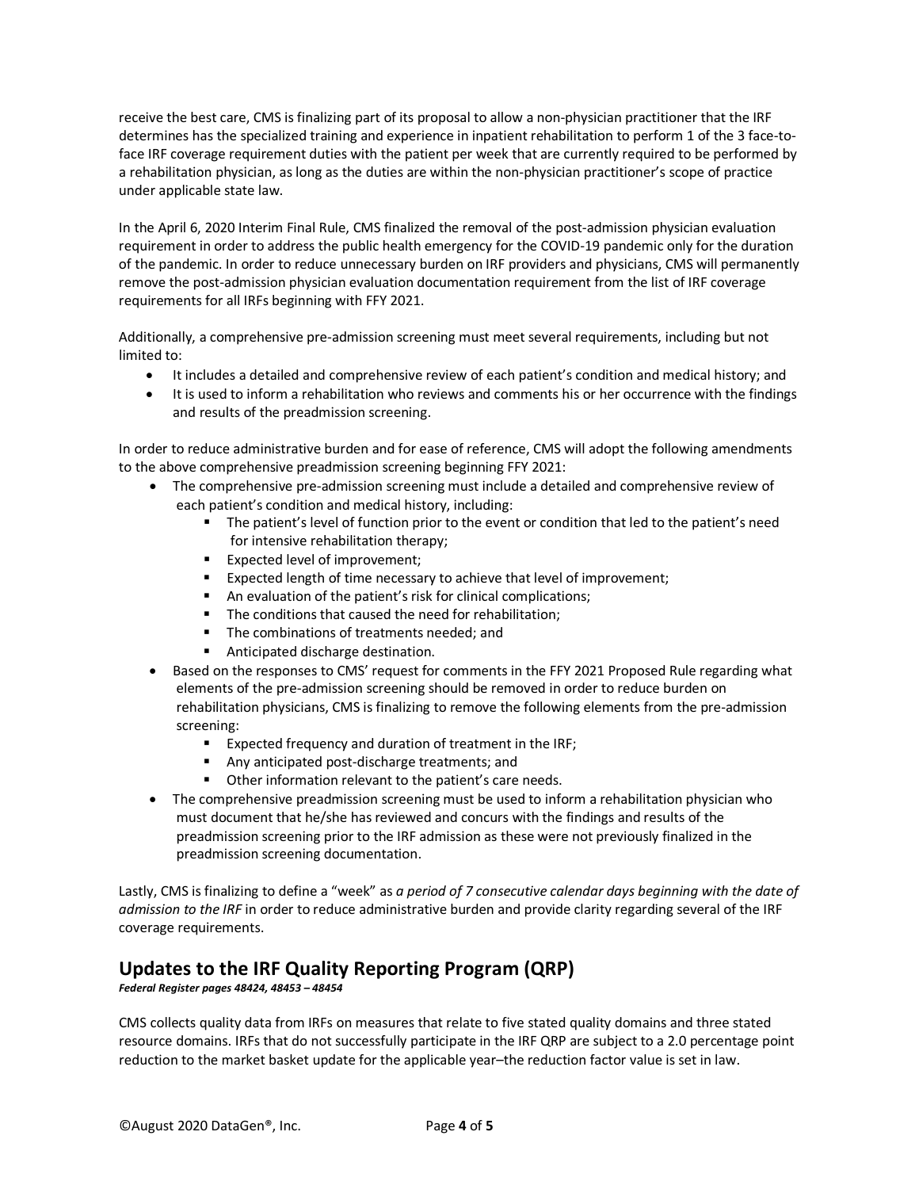receive the best care, CMS is finalizing part of its proposal to allow a non-physician practitioner that the IRF determines has the specialized training and experience in inpatient rehabilitation to perform 1 of the 3 face-to-face IRF coverage requirement duties with the patient per week that are currently required to be performed by a rehabilitation physician, as long as the duties are within the non-physician practitioner's scope of practice under applicable state law.

In the April 6, 2020 Interim Final Rule, CMS finalized the removal of the post-admission physician evaluation requirement in order to address the public health emergency for the COVID-19 pandemic only for the duration of the pandemic. In order to reduce unnecessary burden on IRF providers and physicians, CMS will permanently remove the post-admission physician evaluation documentation requirement from the list of IRF coverage requirements for all IRFs beginning with FFY 2021.

Additionally, a comprehensive pre-admission screening must meet several requirements, including but not limited to:

- It includes a detailed and comprehensive review of each patient's condition and medical history; and
- It is used to inform a rehabilitation who reviews and comments his or her occurrence with the findings and results of the preadmission screening.

In order to reduce administrative burden and for ease of reference, CMS will adopt the following amendments to the above comprehensive preadmission screening beginning FFY 2021:

- The comprehensive pre-admission screening must include a detailed and comprehensive review of each patient's condition and medical history, including:
  - The patient's level of function prior to the event or condition that led to the patient's need for intensive rehabilitation therapy;
  - Expected level of improvement;
  - Expected length of time necessary to achieve that level of improvement;
  - An evaluation of the patient's risk for clinical complications;
  - The conditions that caused the need for rehabilitation;
  - The combinations of treatments needed; and
  - Anticipated discharge destination.
- Based on the responses to CMS' request for comments in the FFY 2021 Proposed Rule regarding what elements of the pre-admission screening should be removed in order to reduce burden on rehabilitation physicians, CMS is finalizing to remove the following elements from the pre-admission screening:
  - Expected frequency and duration of treatment in the IRF;
  - Any anticipated post-discharge treatments; and
  - Other information relevant to the patient's care needs.
- The comprehensive preadmission screening must be used to inform a rehabilitation physician who must document that he/she has reviewed and concurs with the findings and results of the preadmission screening prior to the IRF admission as these were not previously finalized in the preadmission screening documentation.

Lastly, CMS is finalizing to define a "week" as *a period of 7 consecutive calendar days beginning with the date of admission to the IRF* in order to reduce administrative burden and provide clarity regarding several of the IRF coverage requirements.

## Updates to the IRF Quality Reporting Program (QRP)

***Federal Register pages 48424, 48453 – 48454***

CMS collects quality data from IRFs on measures that relate to five stated quality domains and three stated resource domains. IRFs that do not successfully participate in the IRF QRP are subject to a 2.0 percentage point reduction to the market basket update for the applicable year–the reduction factor value is set in law.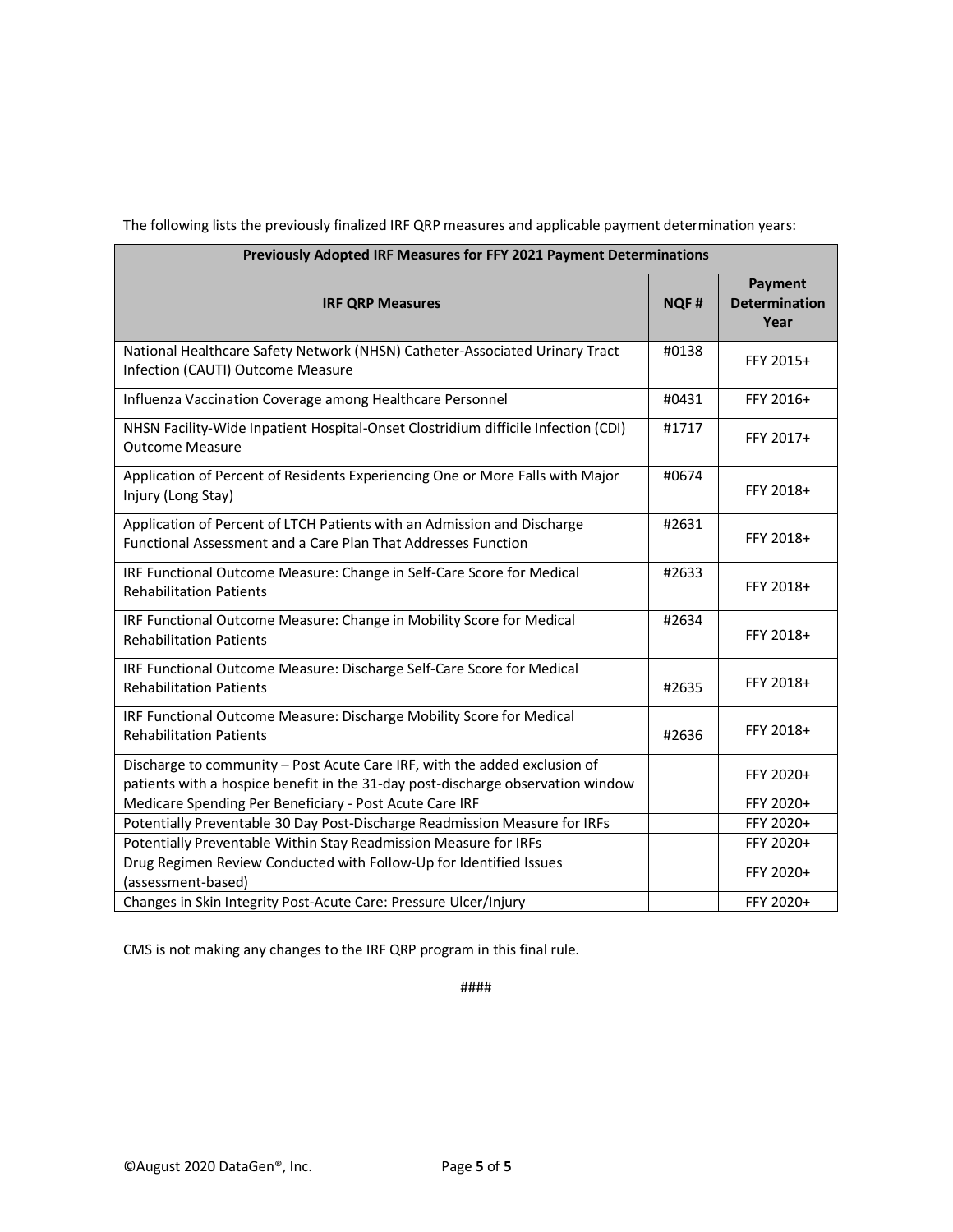The following lists the previously finalized IRF QRP measures and applicable payment determination years:

| Previously Adopted IRF Measures for FFY 2021 Payment Determinations | | |
|---|---|---|
| **IRF QRP Measures** | **NQF #** | **Payment Determination Year** |
| National Healthcare Safety Network (NHSN) Catheter-Associated Urinary Tract Infection (CAUTI) Outcome Measure | #0138 | FFY 2015+ |
| Influenza Vaccination Coverage among Healthcare Personnel | #0431 | FFY 2016+ |
| NHSN Facility-Wide Inpatient Hospital-Onset Clostridium difficile Infection (CDI) Outcome Measure | #1717 | FFY 2017+ |
| Application of Percent of Residents Experiencing One or More Falls with Major Injury (Long Stay) | #0674 | FFY 2018+ |
| Application of Percent of LTCH Patients with an Admission and Discharge Functional Assessment and a Care Plan That Addresses Function | #2631 | FFY 2018+ |
| IRF Functional Outcome Measure: Change in Self-Care Score for Medical Rehabilitation Patients | #2633 | FFY 2018+ |
| IRF Functional Outcome Measure: Change in Mobility Score for Medical Rehabilitation Patients | #2634 | FFY 2018+ |
| IRF Functional Outcome Measure: Discharge Self-Care Score for Medical Rehabilitation Patients | #2635 | FFY 2018+ |
| IRF Functional Outcome Measure: Discharge Mobility Score for Medical Rehabilitation Patients | #2636 | FFY 2018+ |
| Discharge to community – Post Acute Care IRF, with the added exclusion of patients with a hospice benefit in the 31-day post-discharge observation window | | FFY 2020+ |
| Medicare Spending Per Beneficiary - Post Acute Care IRF | | FFY 2020+ |
| Potentially Preventable 30 Day Post-Discharge Readmission Measure for IRFs | | FFY 2020+ |
| Potentially Preventable Within Stay Readmission Measure for IRFs | | FFY 2020+ |
| Drug Regimen Review Conducted with Follow-Up for Identified Issues (assessment-based) | | FFY 2020+ |
| Changes in Skin Integrity Post-Acute Care: Pressure Ulcer/Injury | | FFY 2020+ |

CMS is not making any changes to the IRF QRP program in this final rule.

####

©August 2020 DataGen®, Inc.